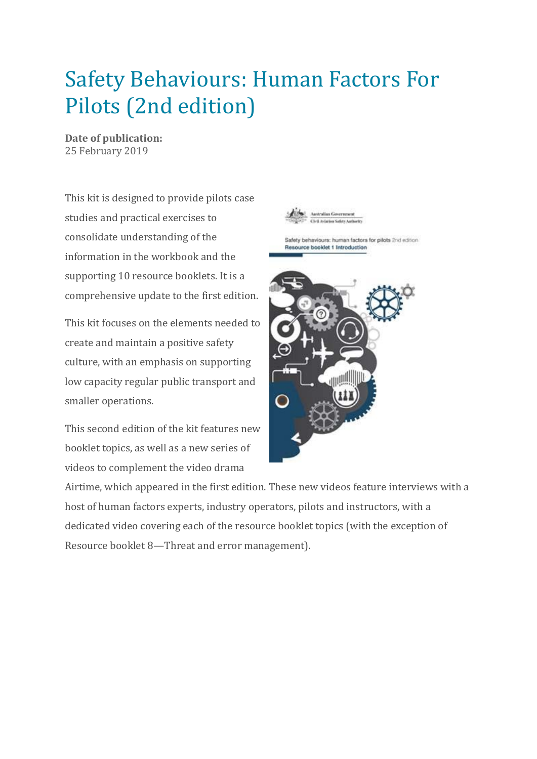# Safety Behaviours: Human Factors For Pilots (2nd edition)

**Date of publication:**
25 February 2019

This kit is designed to provide pilots case studies and practical exercises to consolidate understanding of the information in the workbook and the supporting 10 resource booklets. It is a comprehensive update to the first edition.

This kit focuses on the elements needed to create and maintain a positive safety culture, with an emphasis on supporting low capacity regular public transport and smaller operations.

This second edition of the kit features new booklet topics, as well as a new series of videos to complement the video drama Airtime, which appeared in the first edition. These new videos feature interviews with a host of human factors experts, industry operators, pilots and instructors, with a dedicated video covering each of the resource booklet topics (with the exception of Resource booklet 8—Threat and error management).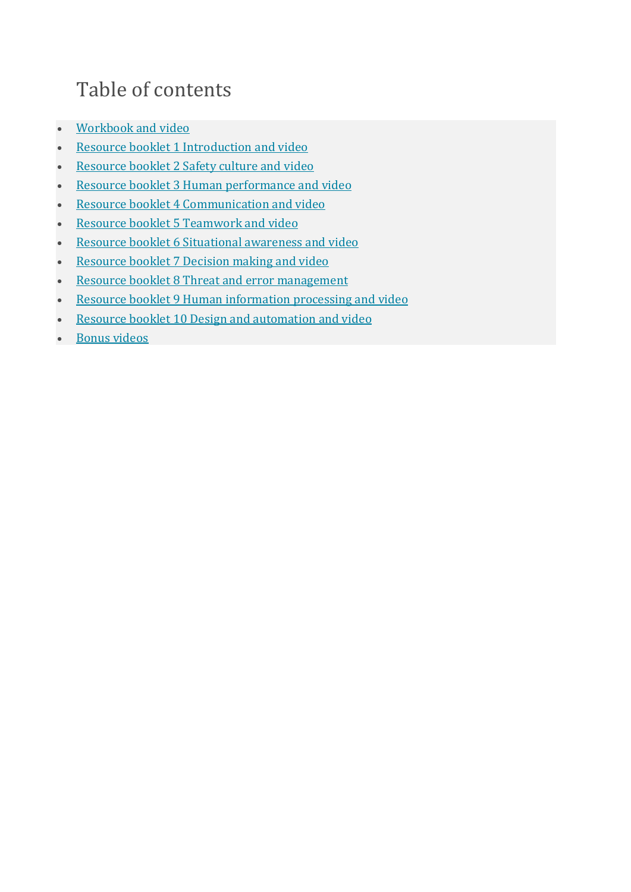# Table of contents

- Workbook and video
- Resource booklet 1 Introduction and video
- Resource booklet 2 Safety culture and video
- Resource booklet 3 Human performance and video
- Resource booklet 4 Communication and video
- Resource booklet 5 Teamwork and video
- Resource booklet 6 Situational awareness and video
- Resource booklet 7 Decision making and video
- Resource booklet 8 Threat and error management
- Resource booklet 9 Human information processing and video
- Resource booklet 10 Design and automation and video
- Bonus videos